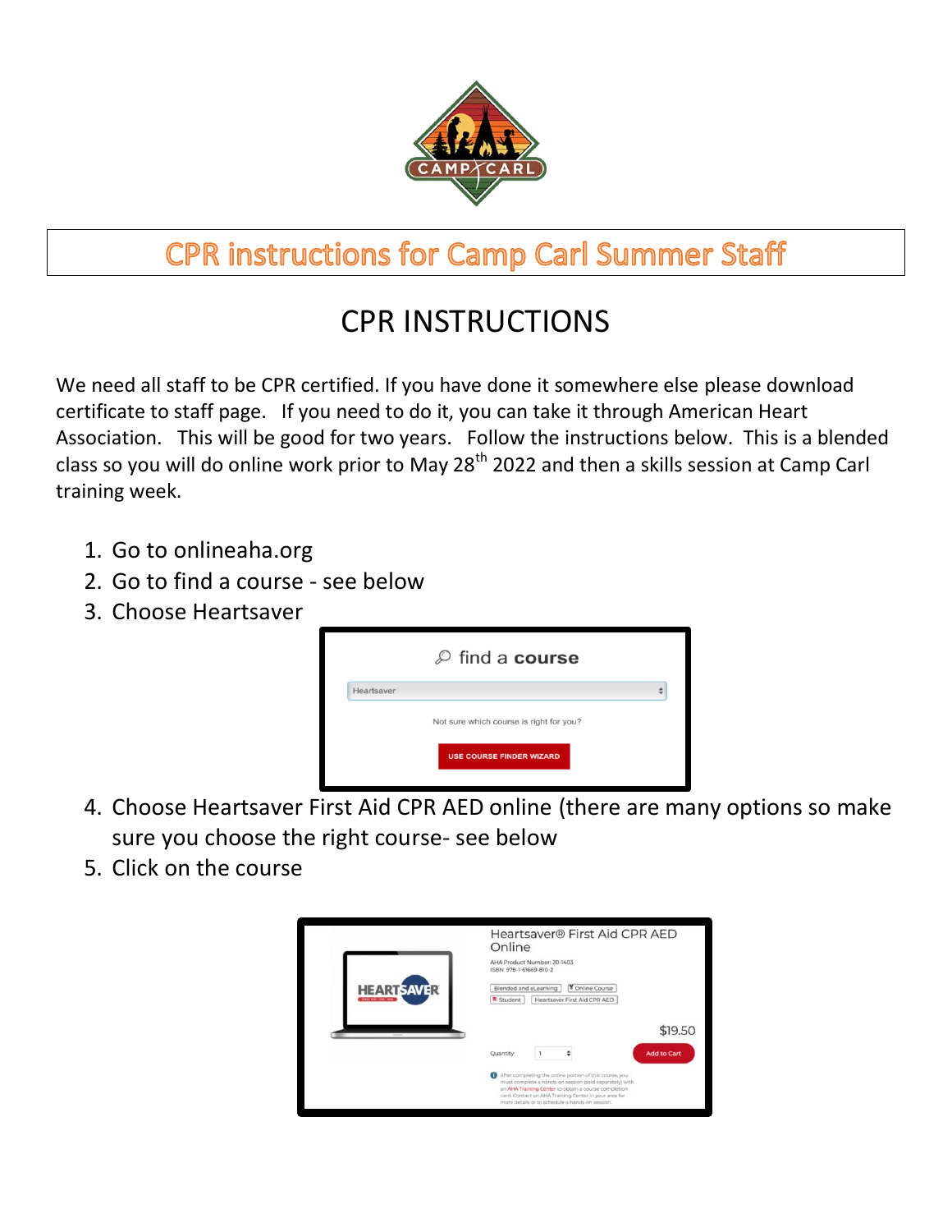# CPR instructions for Camp Carl Summer Staff

## CPR INSTRUCTIONS

We need all staff to be CPR certified. If you have done it somewhere else please download certificate to staff page. If you need to do it, you can take it through American Heart Association. This will be good for two years. Follow the instructions below. This is a blended class so you will do online work prior to May 28th 2022 and then a skills session at Camp Carl training week.

1. Go to onlineaha.org
2. Go to find a course - see below
3. Choose Heartsaver

   find a course

   Heartsaver

   Not sure which course is right for you?

   USE COURSE FINDER WIZARD

4. Choose Heartsaver First Aid CPR AED online (there are many options so make sure you choose the right course- see below
5. Click on the course

   Heartsaver® First Aid CPR AED Online

   AHA Product Number: 20-1403
   ISBN: 978-1-61669-810-2

   Blended and eLearning | Online Course | Student | Heartsaver First Aid CPR AED

   $19.50

   Quantity 1 | Add to Cart

   After completing the online portion of this course, you must complete a hands-on session (sold separately) with an AHA Training Center to obtain a course completion card. Contact an AHA Training Center in your area for more details or to schedule a hands-on session.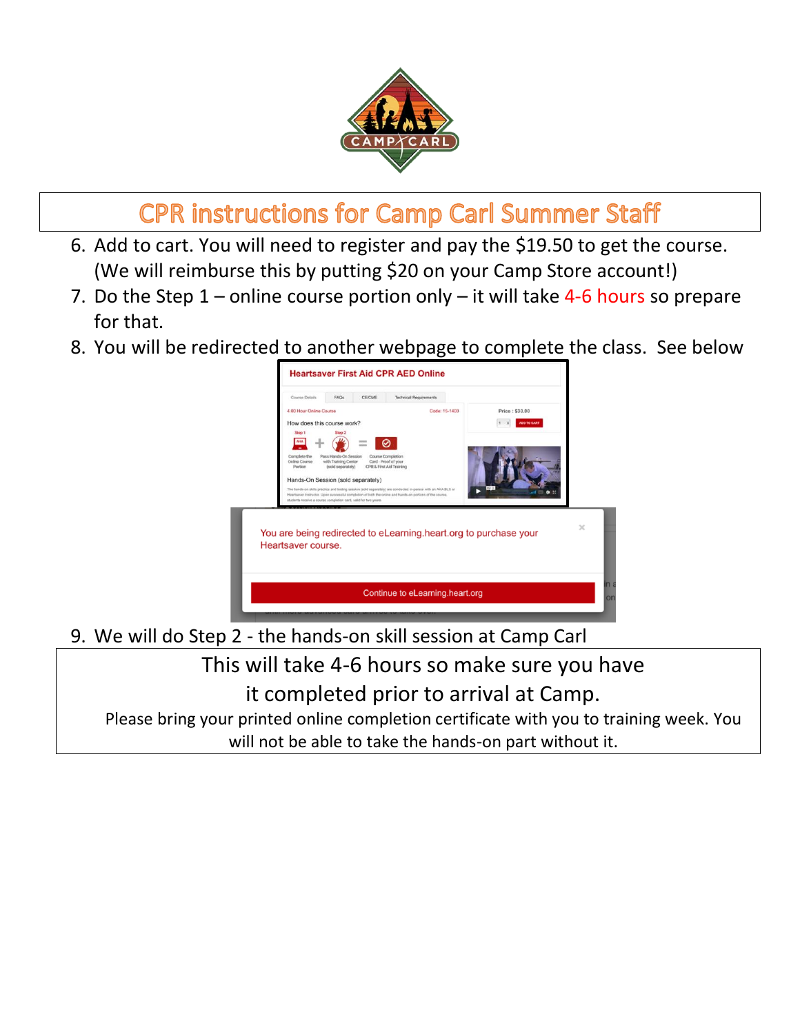# CPR instructions for Camp Carl Summer Staff

6. Add to cart. You will need to register and pay the $19.50 to get the course. (We will reimburse this by putting $20 on your Camp Store account!)
7. Do the Step 1 – online course portion only – it will take 4-6 hours so prepare for that.
8. You will be redirected to another webpage to complete the class. See below
9. We will do Step 2 - the hands-on skill session at Camp Carl

This will take 4-6 hours so make sure you have it completed prior to arrival at Camp.

Please bring your printed online completion certificate with you to training week. You will not be able to take the hands-on part without it.